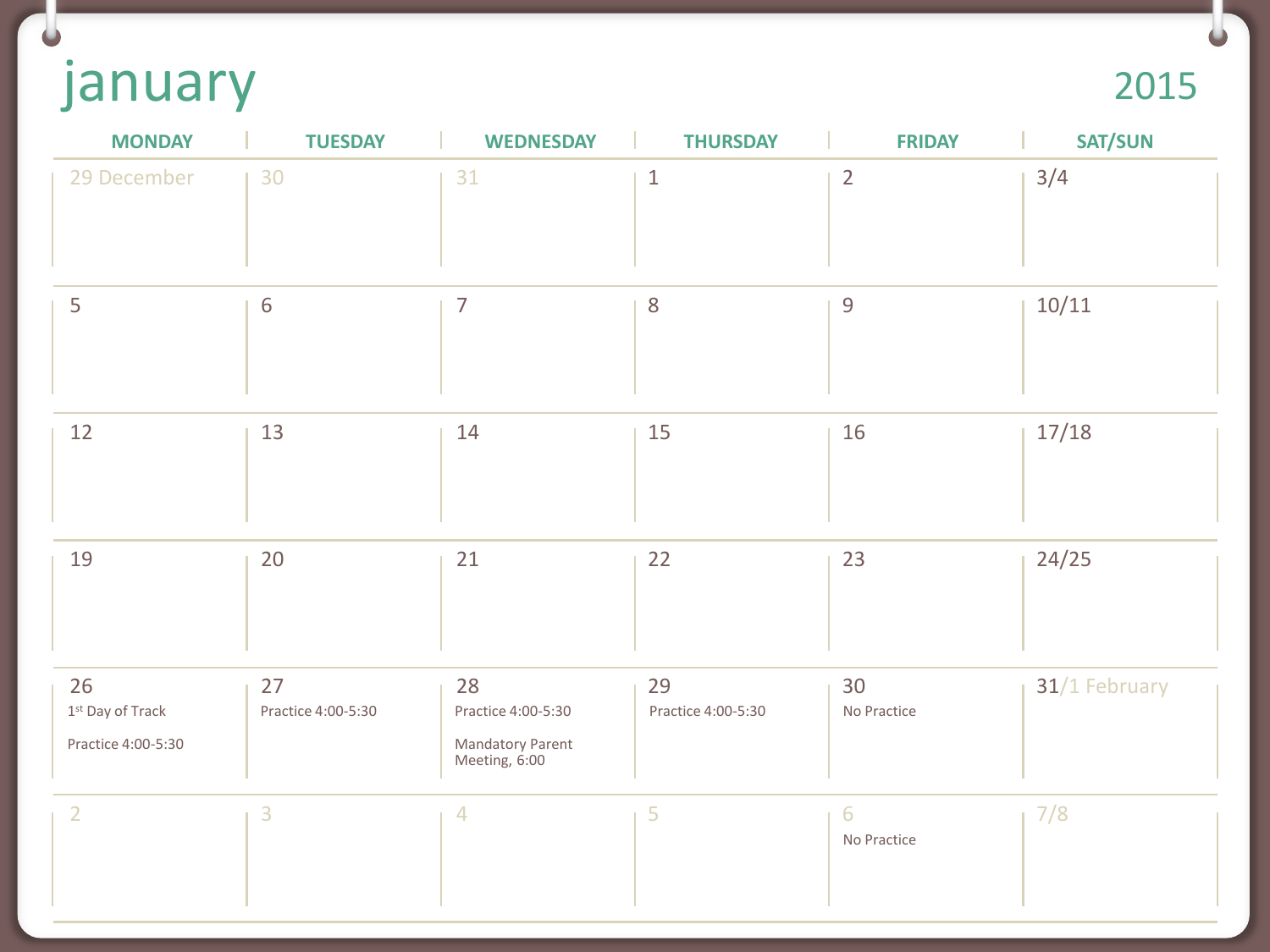# january

2015

| MONDAY | TUESDAY | WEDNESDAY | THURSDAY | FRIDAY | SAT/SUN |
|---|---|---|---|---|---|
| 29 December | 30 | 31 | 1 | 2 | 3/4 |
| 5 | 6 | 7 | 8 | 9 | 10/11 |
| 12 | 13 | 14 | 15 | 16 | 17/18 |
| 19 | 20 | 21 | 22 | 23 | 24/25 |
| 26<br>1st Day of Track<br>Practice 4:00-5:30 | 27<br>Practice 4:00-5:30 | 28<br>Practice 4:00-5:30<br>Mandatory Parent Meeting, 6:00 | 29<br>Practice 4:00-5:30 | 30<br>No Practice | 31/1 February |
| 2 | 3 | 4 | 5 | 6<br>No Practice | 7/8 |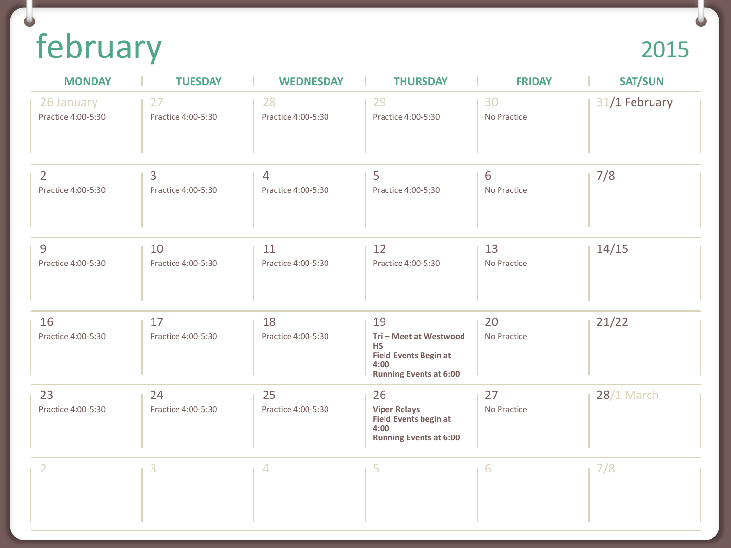# february

## 2015

| MONDAY | TUESDAY | WEDNESDAY | THURSDAY | FRIDAY | SAT/SUN |
|---|---|---|---|---|---|
| 26 January<br>Practice 4:00-5:30 | 27<br>Practice 4:00-5:30 | 28<br>Practice 4:00-5:30 | 29<br>Practice 4:00-5:30 | 30<br>No Practice | 31/1 February |
| 2<br>Practice 4:00-5:30 | 3<br>Practice 4:00-5:30 | 4<br>Practice 4:00-5:30 | 5<br>Practice 4:00-5:30 | 6<br>No Practice | 7/8 |
| 9<br>Practice 4:00-5:30 | 10<br>Practice 4:00-5:30 | 11<br>Practice 4:00-5:30 | 12<br>Practice 4:00-5:30 | 13<br>No Practice | 14/15 |
| 16<br>Practice 4:00-5:30 | 17<br>Practice 4:00-5:30 | 18<br>Practice 4:00-5:30 | 19<br>**Tri – Meet at Westwood HS**<br>**Field Events Begin at 4:00**<br>**Running Events at 6:00** | 20<br>No Practice | 21/22 |
| 23<br>Practice 4:00-5:30 | 24<br>Practice 4:00-5:30 | 25<br>Practice 4:00-5:30 | 26<br>**Viper Relays**<br>**Field Events begin at 4:00**<br>**Running Events at 6:00** | 27<br>No Practice | 28/1 March |
| 2 | 3 | 4 | 5 | 6 | 7/8 |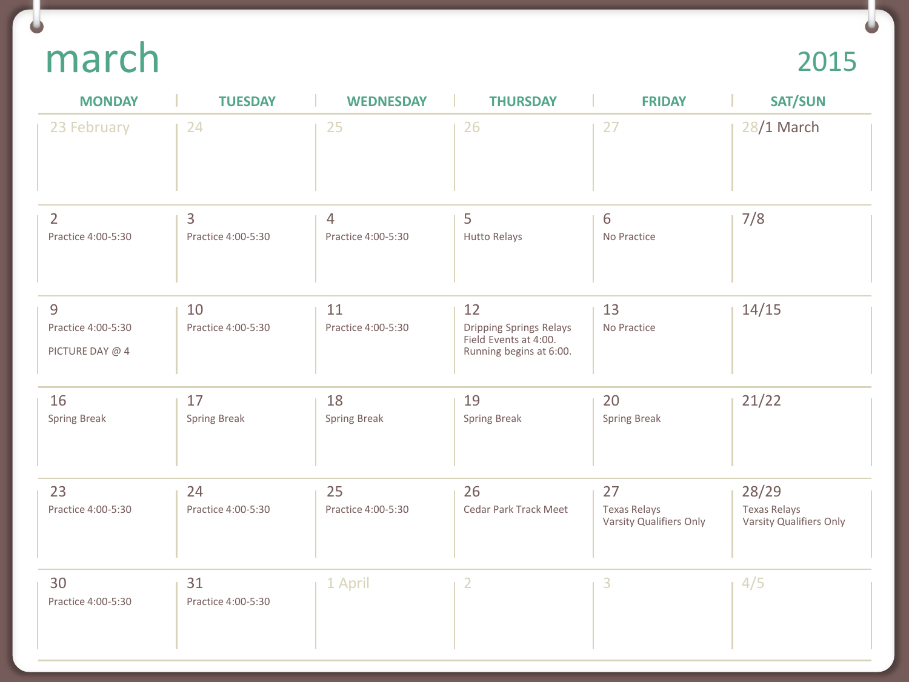# march

## 2015

| MONDAY | TUESDAY | WEDNESDAY | THURSDAY | FRIDAY | SAT/SUN |
|---|---|---|---|---|---|
| 23 February | 24 | 25 | 26 | 27 | 28/1 March |
| 2<br>Practice 4:00-5:30 | 3<br>Practice 4:00-5:30 | 4<br>Practice 4:00-5:30 | 5<br>Hutto Relays | 6<br>No Practice | 7/8 |
| 9<br>Practice 4:00-5:30<br>PICTURE DAY @ 4 | 10<br>Practice 4:00-5:30 | 11<br>Practice 4:00-5:30 | 12<br>Dripping Springs Relays<br>Field Events at 4:00.<br>Running begins at 6:00. | 13<br>No Practice | 14/15 |
| 16<br>Spring Break | 17<br>Spring Break | 18<br>Spring Break | 19<br>Spring Break | 20<br>Spring Break | 21/22 |
| 23<br>Practice 4:00-5:30 | 24<br>Practice 4:00-5:30 | 25<br>Practice 4:00-5:30 | 26<br>Cedar Park Track Meet | 27<br>Texas Relays<br>Varsity Qualifiers Only | 28/29<br>Texas Relays<br>Varsity Qualifiers Only |
| 30<br>Practice 4:00-5:30 | 31<br>Practice 4:00-5:30 | 1 April | 2 | 3 | 4/5 |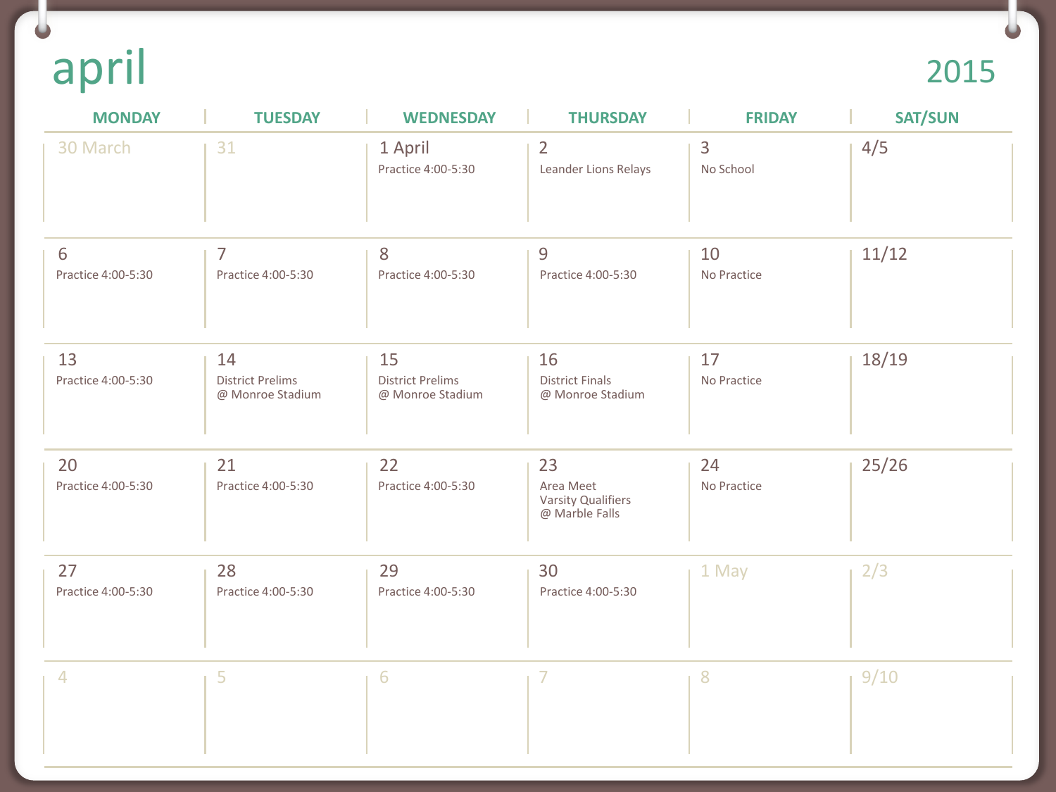# april

## 2015

| MONDAY | TUESDAY | WEDNESDAY | THURSDAY | FRIDAY | SAT/SUN |
| --- | --- | --- | --- | --- | --- |
| 30 March | 31 | 1 April<br>Practice 4:00-5:30 | 2<br>Leander Lions Relays | 3<br>No School | 4/5 |
| 6<br>Practice 4:00-5:30 | 7<br>Practice 4:00-5:30 | 8<br>Practice 4:00-5:30 | 9<br>Practice 4:00-5:30 | 10<br>No Practice | 11/12 |
| 13<br>Practice 4:00-5:30 | 14<br>District Prelims<br>@ Monroe Stadium | 15<br>District Prelims<br>@ Monroe Stadium | 16<br>District Finals<br>@ Monroe Stadium | 17<br>No Practice | 18/19 |
| 20<br>Practice 4:00-5:30 | 21<br>Practice 4:00-5:30 | 22<br>Practice 4:00-5:30 | 23<br>Area Meet<br>Varsity Qualifiers<br>@ Marble Falls | 24<br>No Practice | 25/26 |
| 27<br>Practice 4:00-5:30 | 28<br>Practice 4:00-5:30 | 29<br>Practice 4:00-5:30 | 30<br>Practice 4:00-5:30 | 1 May | 2/3 |
| 4 | 5 | 6 | 7 | 8 | 9/10 |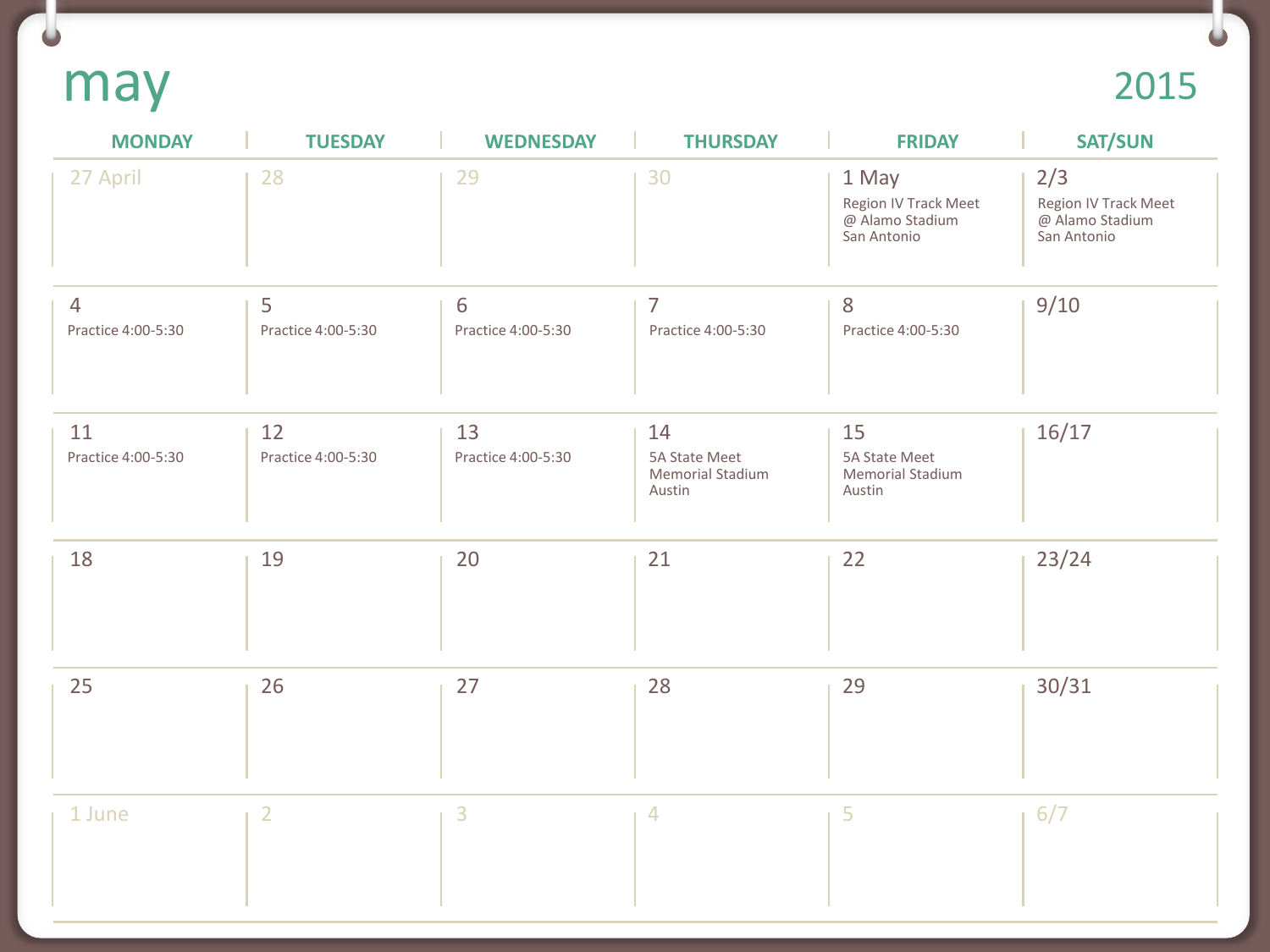# may

2015

| MONDAY | TUESDAY | WEDNESDAY | THURSDAY | FRIDAY | SAT/SUN |
|---|---|---|---|---|---|
| 27 April | 28 | 29 | 30 | 1 May<br>Region IV Track Meet<br>@ Alamo Stadium<br>San Antonio | 2/3<br>Region IV Track Meet<br>@ Alamo Stadium<br>San Antonio |
| 4<br>Practice 4:00-5:30 | 5<br>Practice 4:00-5:30 | 6<br>Practice 4:00-5:30 | 7<br>Practice 4:00-5:30 | 8<br>Practice 4:00-5:30 | 9/10 |
| 11<br>Practice 4:00-5:30 | 12<br>Practice 4:00-5:30 | 13<br>Practice 4:00-5:30 | 14<br>5A State Meet<br>Memorial Stadium<br>Austin | 15<br>5A State Meet<br>Memorial Stadium<br>Austin | 16/17 |
| 18 | 19 | 20 | 21 | 22 | 23/24 |
| 25 | 26 | 27 | 28 | 29 | 30/31 |
| 1 June | 2 | 3 | 4 | 5 | 6/7 |